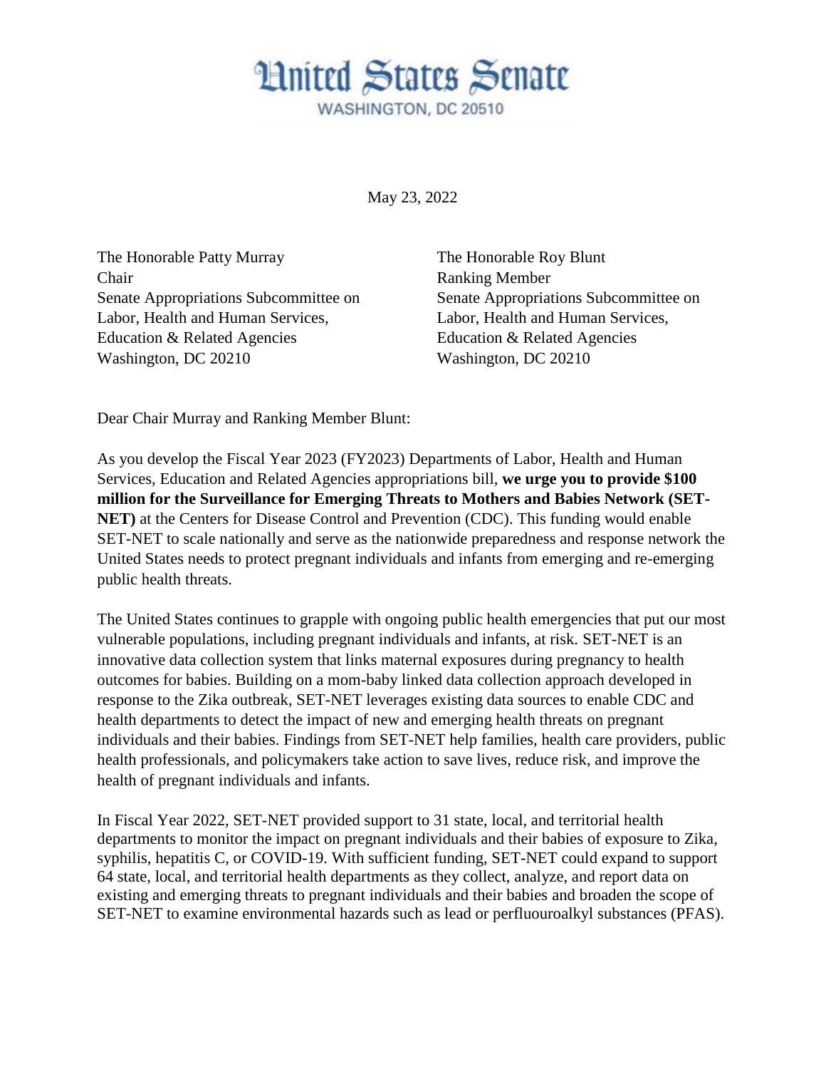# United States Senate

WASHINGTON, DC 20510

May 23, 2022

The Honorable Patty Murray
Chair
Senate Appropriations Subcommittee on
Labor, Health and Human Services,
Education & Related Agencies
Washington, DC 20210

The Honorable Roy Blunt
Ranking Member
Senate Appropriations Subcommittee on
Labor, Health and Human Services,
Education & Related Agencies
Washington, DC 20210

Dear Chair Murray and Ranking Member Blunt:

As you develop the Fiscal Year 2023 (FY2023) Departments of Labor, Health and Human Services, Education and Related Agencies appropriations bill, **we urge you to provide $100 million for the Surveillance for Emerging Threats to Mothers and Babies Network (SET-NET)** at the Centers for Disease Control and Prevention (CDC). This funding would enable SET-NET to scale nationally and serve as the nationwide preparedness and response network the United States needs to protect pregnant individuals and infants from emerging and re-emerging public health threats.

The United States continues to grapple with ongoing public health emergencies that put our most vulnerable populations, including pregnant individuals and infants, at risk. SET-NET is an innovative data collection system that links maternal exposures during pregnancy to health outcomes for babies. Building on a mom-baby linked data collection approach developed in response to the Zika outbreak, SET-NET leverages existing data sources to enable CDC and health departments to detect the impact of new and emerging health threats on pregnant individuals and their babies. Findings from SET-NET help families, health care providers, public health professionals, and policymakers take action to save lives, reduce risk, and improve the health of pregnant individuals and infants.

In Fiscal Year 2022, SET-NET provided support to 31 state, local, and territorial health departments to monitor the impact on pregnant individuals and their babies of exposure to Zika, syphilis, hepatitis C, or COVID-19. With sufficient funding, SET-NET could expand to support 64 state, local, and territorial health departments as they collect, analyze, and report data on existing and emerging threats to pregnant individuals and their babies and broaden the scope of SET-NET to examine environmental hazards such as lead or perfluouroalkyl substances (PFAS).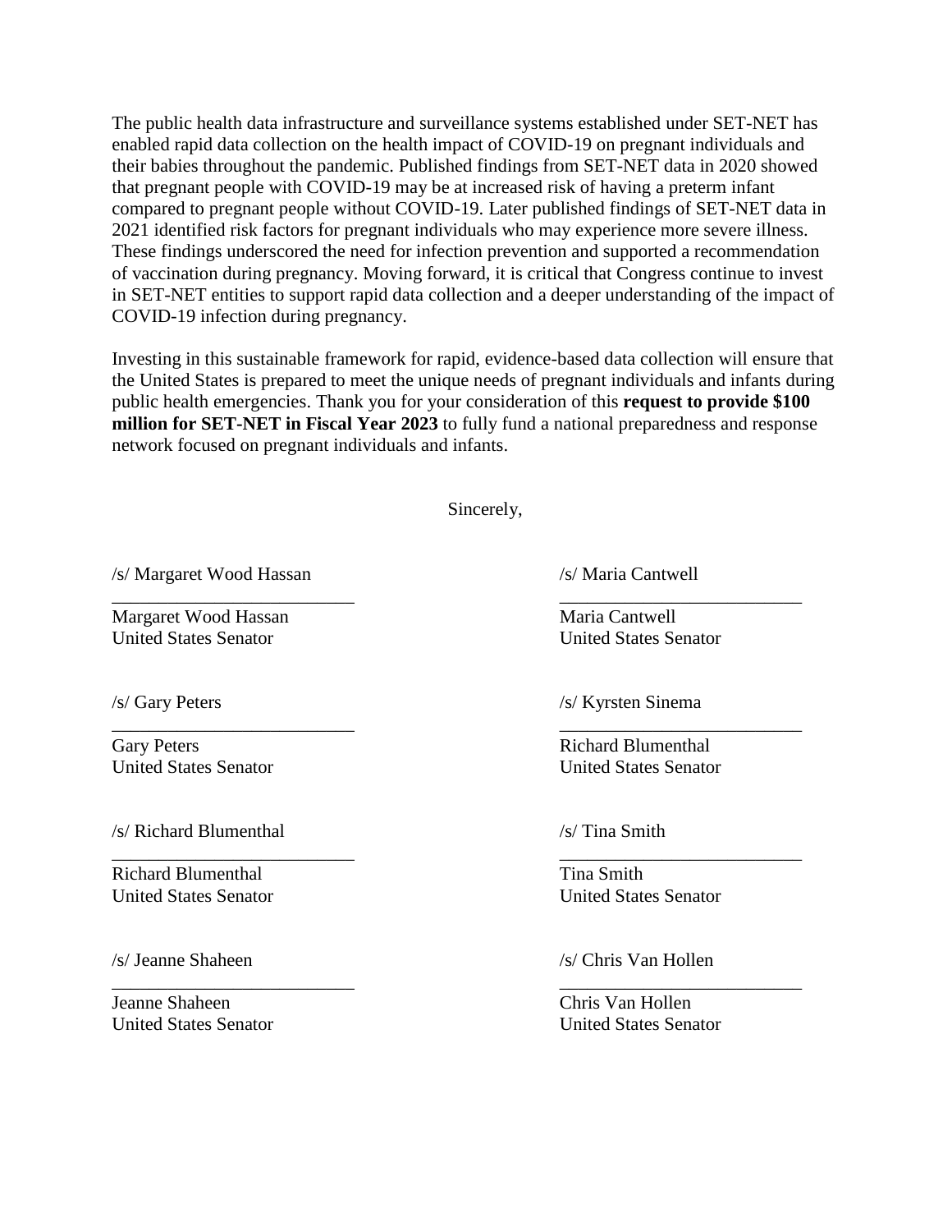The public health data infrastructure and surveillance systems established under SET-NET has enabled rapid data collection on the health impact of COVID-19 on pregnant individuals and their babies throughout the pandemic. Published findings from SET-NET data in 2020 showed that pregnant people with COVID-19 may be at increased risk of having a preterm infant compared to pregnant people without COVID-19. Later published findings of SET-NET data in 2021 identified risk factors for pregnant individuals who may experience more severe illness. These findings underscored the need for infection prevention and supported a recommendation of vaccination during pregnancy. Moving forward, it is critical that Congress continue to invest in SET-NET entities to support rapid data collection and a deeper understanding of the impact of COVID-19 infection during pregnancy.

Investing in this sustainable framework for rapid, evidence-based data collection will ensure that the United States is prepared to meet the unique needs of pregnant individuals and infants during public health emergencies. Thank you for your consideration of this **request to provide $100 million for SET-NET in Fiscal Year 2023** to fully fund a national preparedness and response network focused on pregnant individuals and infants.

Sincerely,

/s/ Margaret Wood Hassan
__________________________
Margaret Wood Hassan
United States Senator

/s/ Maria Cantwell
__________________________
Maria Cantwell
United States Senator

/s/ Gary Peters
__________________________
Gary Peters
United States Senator

/s/ Kyrsten Sinema
__________________________
Richard Blumenthal
United States Senator

/s/ Richard Blumenthal
__________________________
Richard Blumenthal
United States Senator

/s/ Tina Smith
__________________________
Tina Smith
United States Senator

/s/ Jeanne Shaheen
__________________________
Jeanne Shaheen
United States Senator

/s/ Chris Van Hollen
__________________________
Chris Van Hollen
United States Senator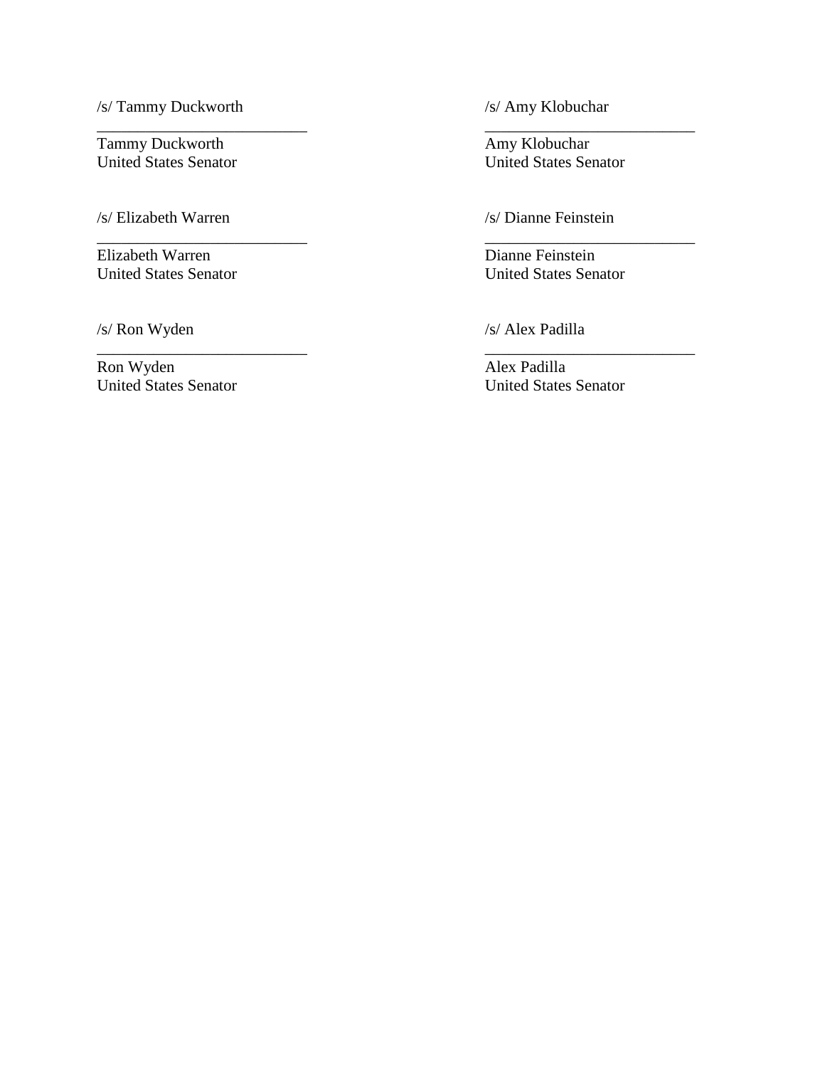/s/ Tammy Duckworth

Tammy Duckworth
United States Senator

/s/ Amy Klobuchar

Amy Klobuchar
United States Senator

/s/ Elizabeth Warren

Elizabeth Warren
United States Senator

/s/ Dianne Feinstein

Dianne Feinstein
United States Senator

/s/ Ron Wyden

Ron Wyden
United States Senator

/s/ Alex Padilla

Alex Padilla
United States Senator